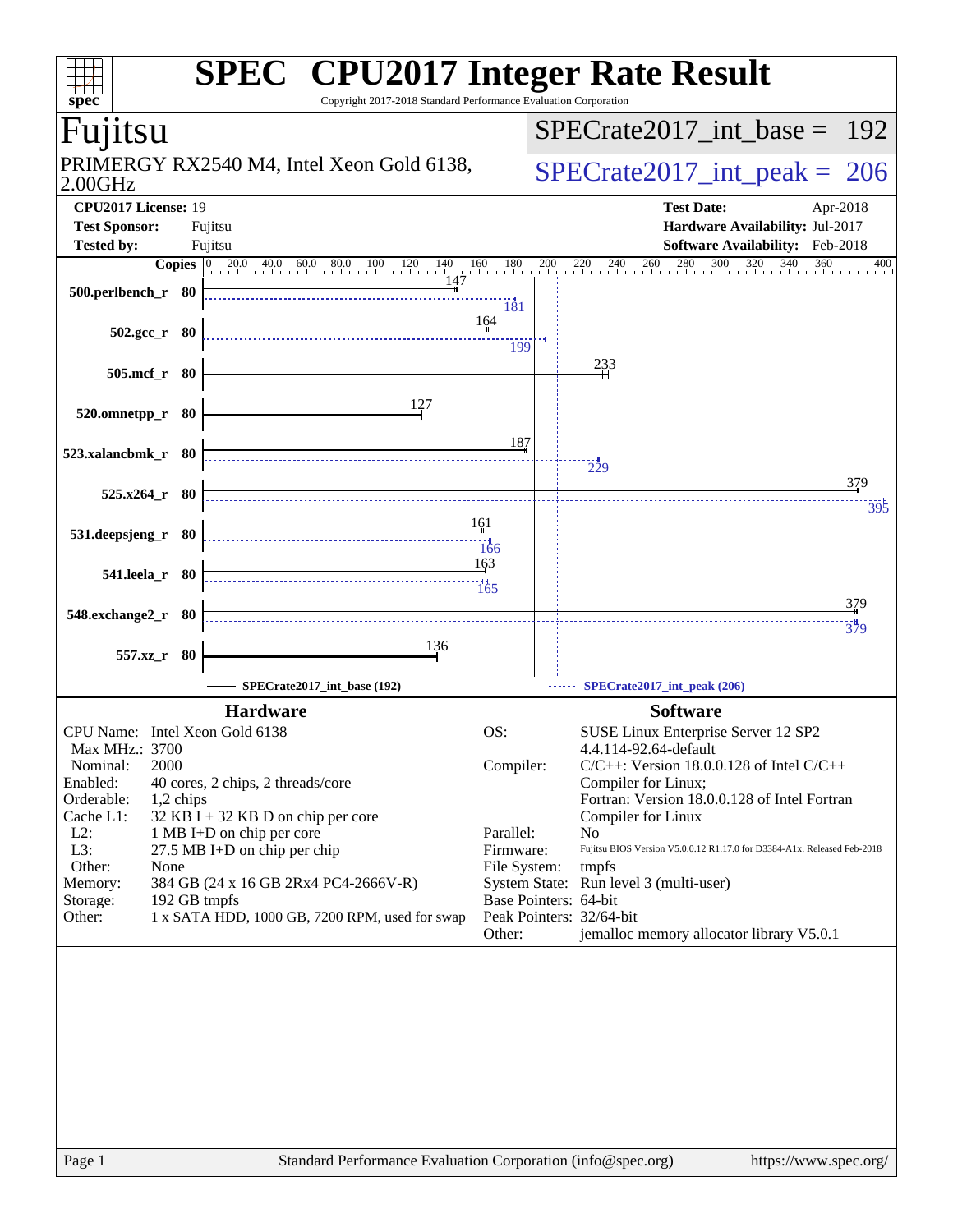# SPEC CPU2017 Integer Rate Result

Copyright 2017-2018 Standard Performance Evaluation Corporation

## Fujitsu

PRIMERGY RX2540 M4, Intel Xeon Gold 6138, 2.00GHz

SPECrate2017_int_base = 192

SPECrate2017_int_peak = 206

**CPU2017 License:** 19
**Test Sponsor:** Fujitsu
**Tested by:** Fujitsu

**Test Date:** Apr-2018
**Hardware Availability:** Jul-2017
**Software Availability:** Feb-2018

| Benchmark | Copies | Base | Peak |
|---|---|---|---|
| 500.perlbench_r | 80 | 147 | 181 |
| 502.gcc_r | 80 | 164 | 199 |
| 505.mcf_r | 80 | 233 | |
| 520.omnetpp_r | 80 | 127 | |
| 523.xalancbmk_r | 80 | 187 | 229 |
| 525.x264_r | 80 | 379 | 395 |
| 531.deepsjeng_r | 80 | 161 | 166 |
| 541.leela_r | 80 | 163 | 165 |
| 548.exchange2_r | 80 | 379 | 379 |
| 557.xz_r | 80 | 136 | |

SPECrate2017_int_base (192) — SPECrate2017_int_peak (206)

### Hardware

| | |
|---|---|
| CPU Name: | Intel Xeon Gold 6138 |
| Max MHz.: | 3700 |
| Nominal: | 2000 |
| Enabled: | 40 cores, 2 chips, 2 threads/core |
| Orderable: | 1,2 chips |
| Cache L1: | 32 KB I + 32 KB D on chip per core |
| L2: | 1 MB I+D on chip per core |
| L3: | 27.5 MB I+D on chip per chip |
| Other: | None |
| Memory: | 384 GB (24 x 16 GB 2Rx4 PC4-2666V-R) |
| Storage: | 192 GB tmpfs |
| Other: | 1 x SATA HDD, 1000 GB, 7200 RPM, used for swap |

### Software

| | |
|---|---|
| OS: | SUSE Linux Enterprise Server 12 SP2 4.4.114-92.64-default |
| Compiler: | C/C++: Version 18.0.0.128 of Intel C/C++ Compiler for Linux; Fortran: Version 18.0.0.128 of Intel Fortran Compiler for Linux |
| Parallel: | No |
| Firmware: | Fujitsu BIOS Version V5.0.0.12 R1.17.0 for D3384-A1x. Released Feb-2018 |
| File System: | tmpfs |
| System State: | Run level 3 (multi-user) |
| Base Pointers: | 64-bit |
| Peak Pointers: | 32/64-bit |
| Other: | jemalloc memory allocator library V5.0.1 |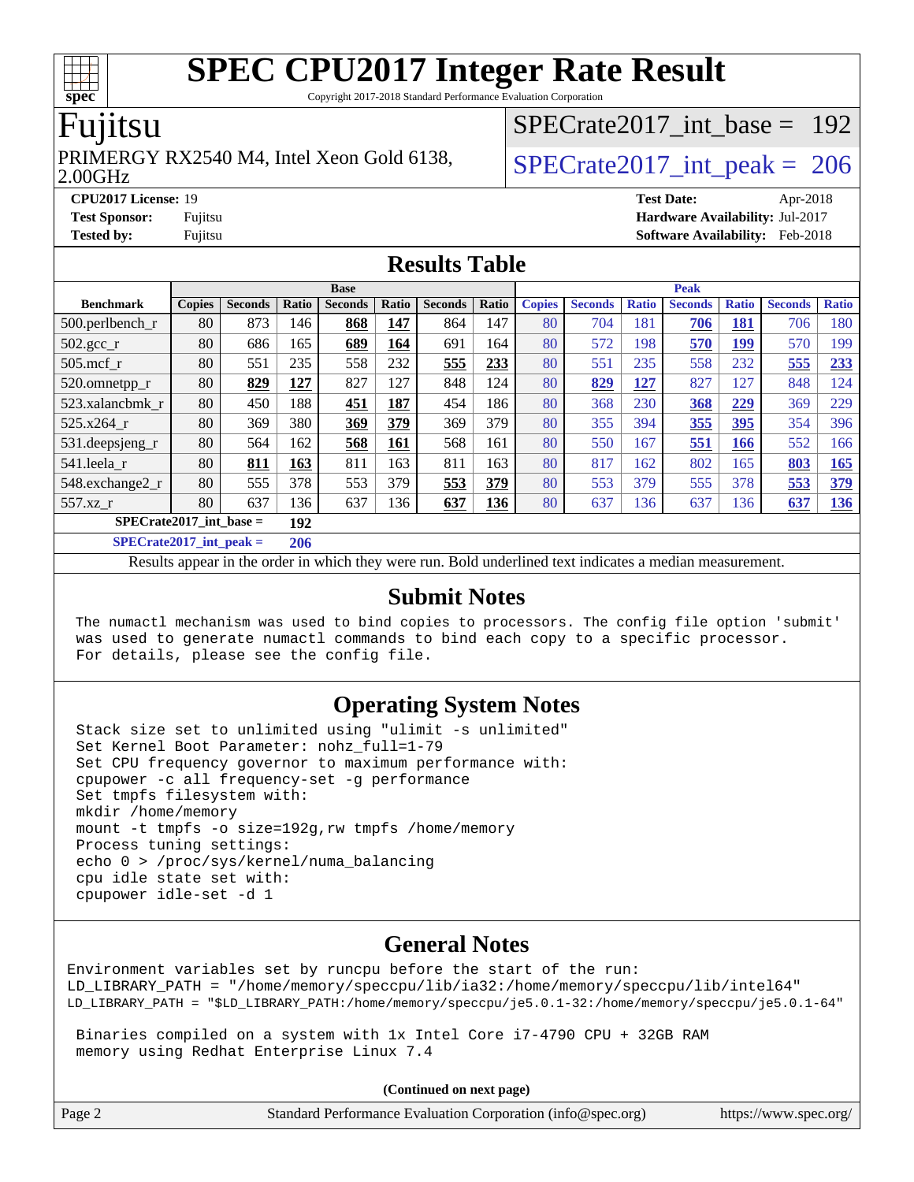# SPEC CPU2017 Integer Rate Result

Copyright 2017-2018 Standard Performance Evaluation Corporation

## Fujitsu

PRIMERGY RX2540 M4, Intel Xeon Gold 6138, 2.00GHz

SPECrate2017_int_base = 192

SPECrate2017_int_peak = 206

**CPU2017 License:** 19
**Test Sponsor:** Fujitsu
**Tested by:** Fujitsu

**Test Date:** Apr-2018
**Hardware Availability:** Jul-2017
**Software Availability:** Feb-2018

## Results Table

| Benchmark | Base | | | | | | | Peak | | | | | | |
|---|---|---|---|---|---|---|---|---|---|---|---|---|---|---|
| | Copies | Seconds | Ratio | Seconds | Ratio | Seconds | Ratio | Copies | Seconds | Ratio | Seconds | Ratio | Seconds | Ratio |
| 500.perlbench_r | 80 | 873 | 146 | **868** | **147** | 864 | 147 | 80 | 704 | 181 | **706** | **181** | 706 | 180 |
| 502.gcc_r | 80 | 686 | 165 | **689** | **164** | 691 | 164 | 80 | 572 | 198 | **570** | **199** | 570 | 199 |
| 505.mcf_r | 80 | 551 | 235 | 558 | 232 | **555** | **233** | 80 | 551 | 235 | 558 | 232 | **555** | **233** |
| 520.omnetpp_r | 80 | **829** | **127** | 827 | 127 | 848 | 124 | 80 | **829** | **127** | 827 | 127 | 848 | 124 |
| 523.xalancbmk_r | 80 | 450 | 188 | **451** | **187** | 454 | 186 | 80 | 368 | 230 | **368** | **229** | 369 | 229 |
| 525.x264_r | 80 | 369 | 380 | **369** | **379** | 369 | 379 | 80 | 355 | 394 | **355** | **395** | 354 | 396 |
| 531.deepsjeng_r | 80 | 564 | 162 | **568** | **161** | 568 | 161 | 80 | 550 | 167 | **551** | **166** | 552 | 166 |
| 541.leela_r | 80 | **811** | **163** | 811 | 163 | 811 | 163 | 80 | 817 | 162 | 802 | 165 | **803** | **165** |
| 548.exchange2_r | 80 | 555 | 378 | 553 | 379 | **553** | **379** | 80 | 553 | 379 | 555 | 378 | **553** | **379** |
| 557.xz_r | 80 | 637 | 136 | 637 | 136 | **637** | **136** | 80 | 637 | 136 | 637 | 136 | **637** | **136** |

SPECrate2017_int_base = **192**

SPECrate2017_int_peak = **206**

Results appear in the order in which they were run. Bold underlined text indicates a median measurement.

## Submit Notes

```
The numactl mechanism was used to bind copies to processors. The config file option 'submit'
was used to generate numactl commands to bind each copy to a specific processor.
For details, please see the config file.
```

## Operating System Notes

```
Stack size set to unlimited using "ulimit -s unlimited"
Set Kernel Boot Parameter: nohz_full=1-79
Set CPU frequency governor to maximum performance with:
cpupower -c all frequency-set -g performance
Set tmpfs filesystem with:
mkdir /home/memory
mount -t tmpfs -o size=192g,rw tmpfs /home/memory
Process tuning settings:
echo 0 > /proc/sys/kernel/numa_balancing
cpu idle state set with:
cpupower idle-set -d 1
```

## General Notes

```
Environment variables set by runcpu before the start of the run:
LD_LIBRARY_PATH = "/home/memory/speccpu/lib/ia32:/home/memory/speccpu/lib/intel64"
LD_LIBRARY_PATH = "$LD_LIBRARY_PATH:/home/memory/speccpu/je5.0.1-32:/home/memory/speccpu/je5.0.1-64"

 Binaries compiled on a system with 1x Intel Core i7-4790 CPU + 32GB RAM
 memory using Redhat Enterprise Linux 7.4
```

**(Continued on next page)**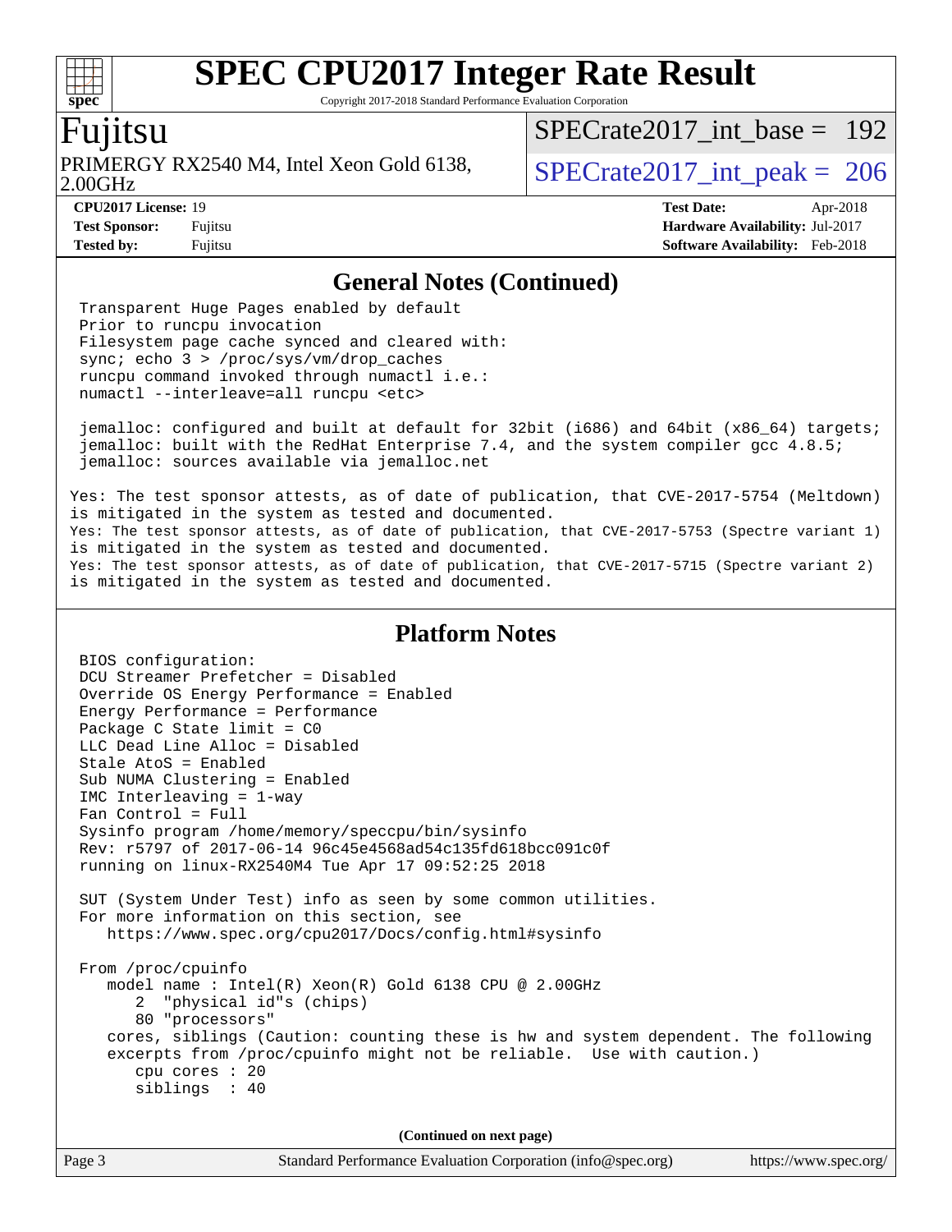## General Notes (Continued)

```
Transparent Huge Pages enabled by default
Prior to runcpu invocation
Filesystem page cache synced and cleared with:
sync; echo 3 > /proc/sys/vm/drop_caches
runcpu command invoked through numactl i.e.:
numactl --interleave=all runcpu <etc>

jemalloc: configured and built at default for 32bit (i686) and 64bit (x86_64) targets;
jemalloc: built with the RedHat Enterprise 7.4, and the system compiler gcc 4.8.5;
jemalloc: sources available via jemalloc.net
```

Yes: The test sponsor attests, as of date of publication, that CVE-2017-5754 (Meltdown) is mitigated in the system as tested and documented.
Yes: The test sponsor attests, as of date of publication, that CVE-2017-5753 (Spectre variant 1) is mitigated in the system as tested and documented.
Yes: The test sponsor attests, as of date of publication, that CVE-2017-5715 (Spectre variant 2) is mitigated in the system as tested and documented.

## Platform Notes

```
BIOS configuration:
DCU Streamer Prefetcher = Disabled
Override OS Energy Performance = Enabled
Energy Performance = Performance
Package C State limit = C0
LLC Dead Line Alloc = Disabled
Stale AtoS = Enabled
Sub NUMA Clustering = Enabled
IMC Interleaving = 1-way
Fan Control = Full
Sysinfo program /home/memory/speccpu/bin/sysinfo
Rev: r5797 of 2017-06-14 96c45e4568ad54c135fd618bcc091c0f
running on linux-RX2540M4 Tue Apr 17 09:52:25 2018

SUT (System Under Test) info as seen by some common utilities.
For more information on this section, see
   https://www.spec.org/cpu2017/Docs/config.html#sysinfo

From /proc/cpuinfo
   model name : Intel(R) Xeon(R) Gold 6138 CPU @ 2.00GHz
      2  "physical id"s (chips)
      80 "processors"
   cores, siblings (Caution: counting these is hw and system dependent. The following
   excerpts from /proc/cpuinfo might not be reliable.  Use with caution.)
      cpu cores : 20
      siblings  : 40
```

(Continued on next page)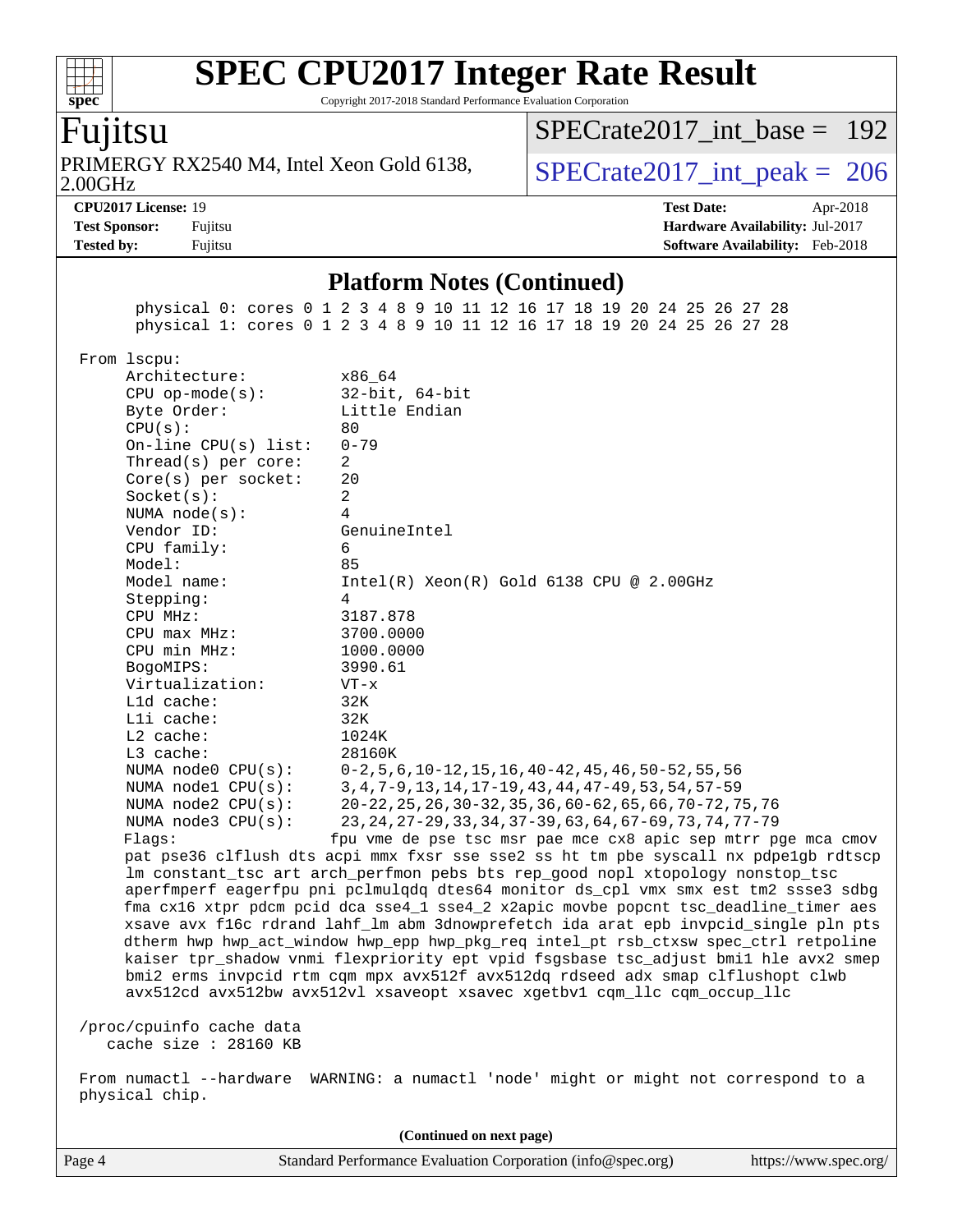## Platform Notes (Continued)

```
      physical 0: cores 0 1 2 3 4 8 9 10 11 12 16 17 18 19 20 24 25 26 27 28
      physical 1: cores 0 1 2 3 4 8 9 10 11 12 16 17 18 19 20 24 25 26 27 28

 From lscpu:
      Architecture:          x86_64
      CPU op-mode(s):        32-bit, 64-bit
      Byte Order:            Little Endian
      CPU(s):                80
      On-line CPU(s) list:   0-79
      Thread(s) per core:    2
      Core(s) per socket:    20
      Socket(s):             2
      NUMA node(s):          4
      Vendor ID:             GenuineIntel
      CPU family:            6
      Model:                 85
      Model name:            Intel(R) Xeon(R) Gold 6138 CPU @ 2.00GHz
      Stepping:              4
      CPU MHz:               3187.878
      CPU max MHz:           3700.0000
      CPU min MHz:           1000.0000
      BogoMIPS:              3990.61
      Virtualization:        VT-x
      L1d cache:             32K
      L1i cache:             32K
      L2 cache:              1024K
      L3 cache:              28160K
      NUMA node0 CPU(s):     0-2,5,6,10-12,15,16,40-42,45,46,50-52,55,56
      NUMA node1 CPU(s):     3,4,7-9,13,14,17-19,43,44,47-49,53,54,57-59
      NUMA node2 CPU(s):     20-22,25,26,30-32,35,36,60-62,65,66,70-72,75,76
      NUMA node3 CPU(s):     23,24,27-29,33,34,37-39,63,64,67-69,73,74,77-79
      Flags:                 fpu vme de pse tsc msr pae mce cx8 apic sep mtrr pge mca cmov
      pat pse36 clflush dts acpi mmx fxsr sse sse2 ss ht tm pbe syscall nx pdpe1gb rdtscp
      lm constant_tsc art arch_perfmon pebs bts rep_good nopl xtopology nonstop_tsc
      aperfmperf eagerfpu pni pclmulqdq dtes64 monitor ds_cpl vmx smx est tm2 ssse3 sdbg
      fma cx16 xtpr pdcm pcid dca sse4_1 sse4_2 x2apic movbe popcnt tsc_deadline_timer aes
      xsave avx f16c rdrand lahf_lm abm 3dnowprefetch ida arat epb invpcid_single pln pts
      dtherm hwp hwp_act_window hwp_epp hwp_pkg_req intel_pt rsb_ctxsw spec_ctrl retpoline
      kaiser tpr_shadow vnmi flexpriority ept vpid fsgsbase tsc_adjust bmi1 hle avx2 smep
      bmi2 erms invpcid rtm cqm mpx avx512f avx512dq rdseed adx smap clflushopt clwb
      avx512cd avx512bw avx512vl xsaveopt xsavec xgetbv1 cqm_llc cqm_occup_llc

 /proc/cpuinfo cache data
    cache size : 28160 KB

 From numactl --hardware  WARNING: a numactl 'node' might or might not correspond to a
 physical chip.
```

(Continued on next page)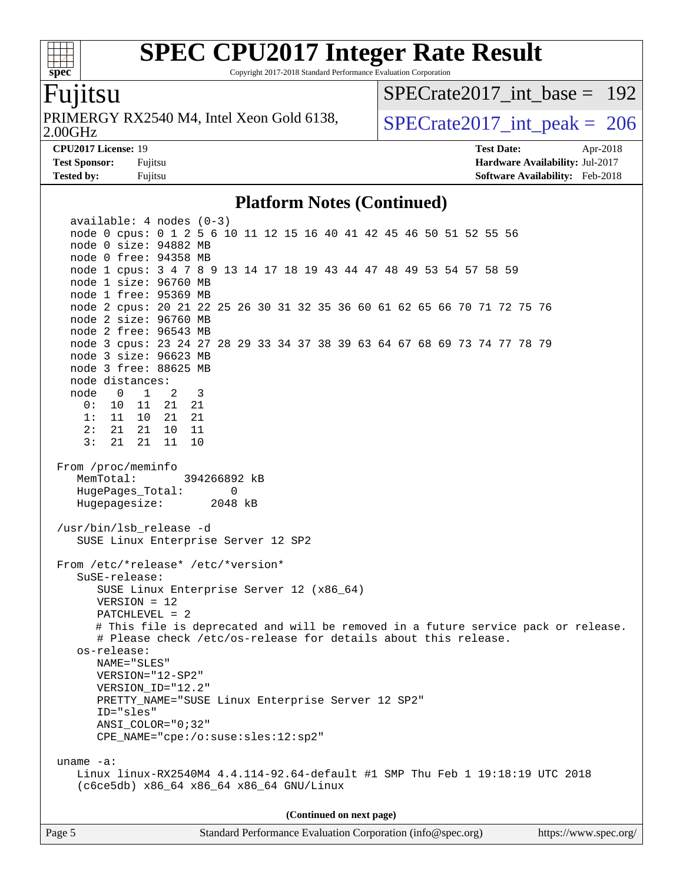## Platform Notes (Continued)

```
  available: 4 nodes (0-3)
  node 0 cpus: 0 1 2 5 6 10 11 12 15 16 40 41 42 45 46 50 51 52 55 56
  node 0 size: 94882 MB
  node 0 free: 94358 MB
  node 1 cpus: 3 4 7 8 9 13 14 17 18 19 43 44 47 48 49 53 54 57 58 59
  node 1 size: 96760 MB
  node 1 free: 95369 MB
  node 2 cpus: 20 21 22 25 26 30 31 32 35 36 60 61 62 65 66 70 71 72 75 76
  node 2 size: 96760 MB
  node 2 free: 96543 MB
  node 3 cpus: 23 24 27 28 29 33 34 37 38 39 63 64 67 68 69 73 74 77 78 79
  node 3 size: 96623 MB
  node 3 free: 88625 MB
  node distances:
  node   0   1   2   3
    0:  10  11  21  21
    1:  11  10  21  21
    2:  21  21  10  11
    3:  21  21  11  10

From /proc/meminfo
   MemTotal:       394266892 kB
   HugePages_Total:       0
   Hugepagesize:       2048 kB

/usr/bin/lsb_release -d
   SUSE Linux Enterprise Server 12 SP2

From /etc/*release* /etc/*version*
   SuSE-release:
      SUSE Linux Enterprise Server 12 (x86_64)
      VERSION = 12
      PATCHLEVEL = 2
      # This file is deprecated and will be removed in a future service pack or release.
      # Please check /etc/os-release for details about this release.
   os-release:
      NAME="SLES"
      VERSION="12-SP2"
      VERSION_ID="12.2"
      PRETTY_NAME="SUSE Linux Enterprise Server 12 SP2"
      ID="sles"
      ANSI_COLOR="0;32"
      CPE_NAME="cpe:/o:suse:sles:12:sp2"

uname -a:
   Linux linux-RX2540M4 4.4.114-92.64-default #1 SMP Thu Feb 1 19:18:19 UTC 2018
   (c6ce5db) x86_64 x86_64 x86_64 GNU/Linux
```

(Continued on next page)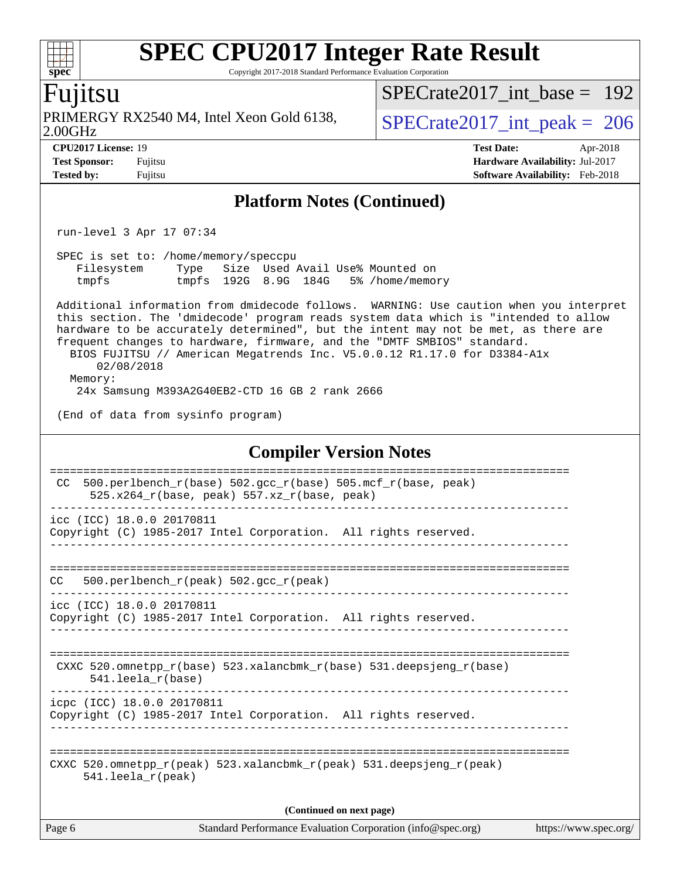## Platform Notes (Continued)

```
run-level 3 Apr 17 07:34

SPEC is set to: /home/memory/speccpu
   Filesystem     Type   Size  Used Avail Use% Mounted on
   tmpfs          tmpfs  192G  8.9G  184G   5% /home/memory

Additional information from dmidecode follows.  WARNING: Use caution when you interpret
this section. The 'dmidecode' program reads system data which is "intended to allow
hardware to be accurately determined", but the intent may not be met, as there are
frequent changes to hardware, firmware, and the "DMTF SMBIOS" standard.
  BIOS FUJITSU // American Megatrends Inc. V5.0.0.12 R1.17.0 for D3384-A1x
      02/08/2018
  Memory:
    24x Samsung M393A2G40EB2-CTD 16 GB 2 rank 2666

(End of data from sysinfo program)
```

## Compiler Version Notes

```
==============================================================================
 CC  500.perlbench_r(base) 502.gcc_r(base) 505.mcf_r(base, peak)
      525.x264_r(base, peak) 557.xz_r(base, peak)
------------------------------------------------------------------------------
icc (ICC) 18.0.0 20170811
Copyright (C) 1985-2017 Intel Corporation.  All rights reserved.
------------------------------------------------------------------------------

==============================================================================
CC   500.perlbench_r(peak) 502.gcc_r(peak)
------------------------------------------------------------------------------
icc (ICC) 18.0.0 20170811
Copyright (C) 1985-2017 Intel Corporation.  All rights reserved.
------------------------------------------------------------------------------

==============================================================================
 CXXC 520.omnetpp_r(base) 523.xalancbmk_r(base) 531.deepsjeng_r(base)
      541.leela_r(base)
------------------------------------------------------------------------------
icpc (ICC) 18.0.0 20170811
Copyright (C) 1985-2017 Intel Corporation.  All rights reserved.
------------------------------------------------------------------------------

==============================================================================
CXXC 520.omnetpp_r(peak) 523.xalancbmk_r(peak) 531.deepsjeng_r(peak)
     541.leela_r(peak)
```

(Continued on next page)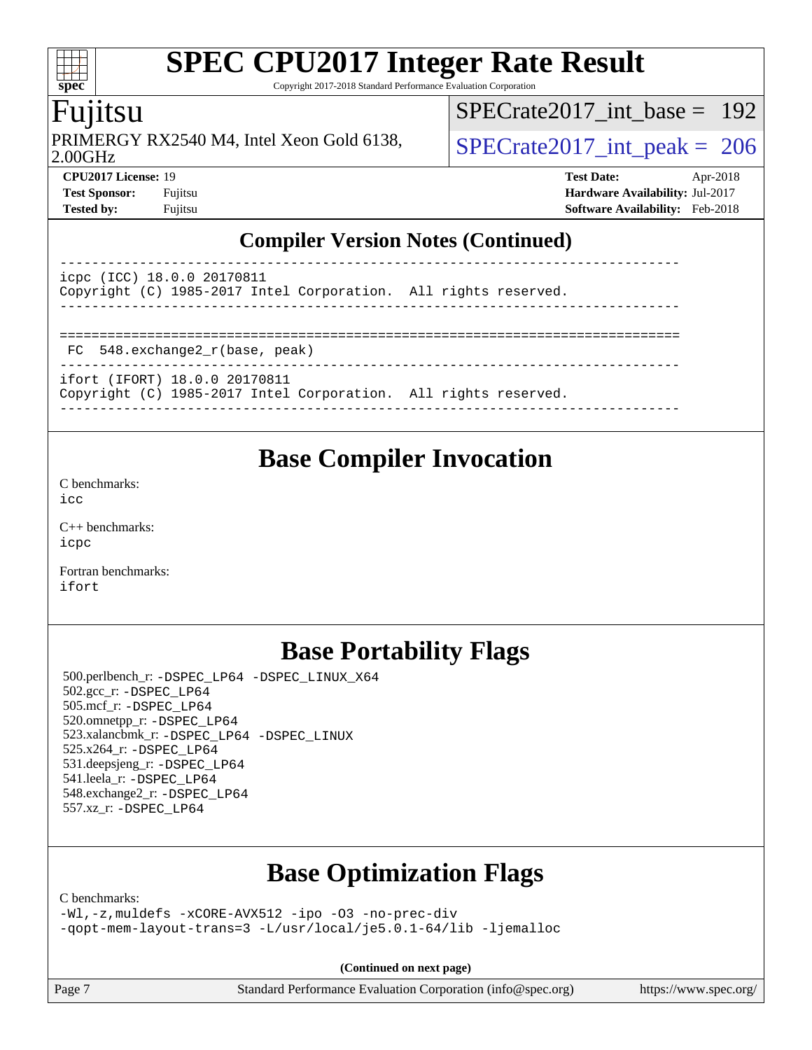## Compiler Version Notes (Continued)

```
------------------------------------------------------------------------------
icpc (ICC) 18.0.0 20170811
Copyright (C) 1985-2017 Intel Corporation.  All rights reserved.
------------------------------------------------------------------------------

==============================================================================
 FC  548.exchange2_r(base, peak)
------------------------------------------------------------------------------
ifort (IFORT) 18.0.0 20170811
Copyright (C) 1985-2017 Intel Corporation.  All rights reserved.
------------------------------------------------------------------------------
```

## Base Compiler Invocation

C benchmarks:
`icc`

C++ benchmarks:
`icpc`

Fortran benchmarks:
`ifort`

## Base Portability Flags

500.perlbench_r: `-DSPEC_LP64 -DSPEC_LINUX_X64`
502.gcc_r: `-DSPEC_LP64`
505.mcf_r: `-DSPEC_LP64`
520.omnetpp_r: `-DSPEC_LP64`
523.xalancbmk_r: `-DSPEC_LP64 -DSPEC_LINUX`
525.x264_r: `-DSPEC_LP64`
531.deepsjeng_r: `-DSPEC_LP64`
541.leela_r: `-DSPEC_LP64`
548.exchange2_r: `-DSPEC_LP64`
557.xz_r: `-DSPEC_LP64`

## Base Optimization Flags

C benchmarks:
```
-Wl,-z,muldefs -xCORE-AVX512 -ipo -O3 -no-prec-div
-qopt-mem-layout-trans=3 -L/usr/local/je5.0.1-64/lib -ljemalloc
```

**(Continued on next page)**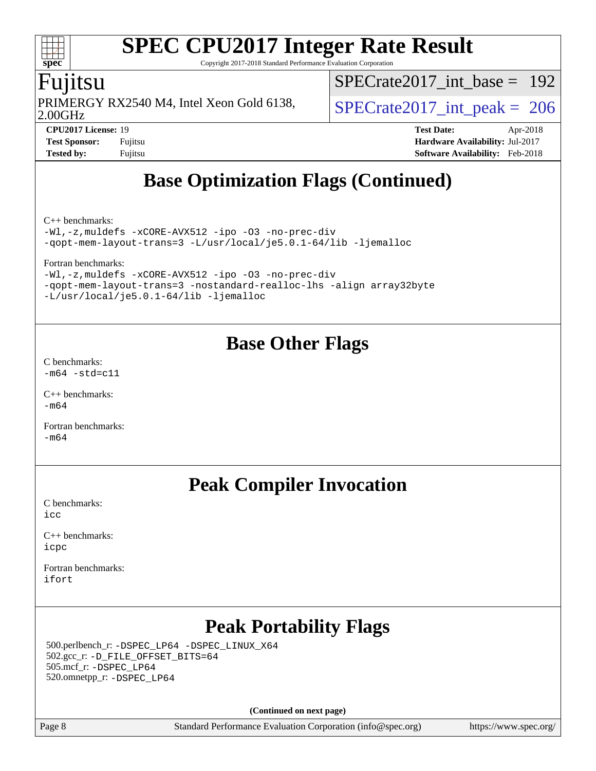# Base Optimization Flags (Continued)

C++ benchmarks:
```
-Wl,-z,muldefs -xCORE-AVX512 -ipo -O3 -no-prec-div
-qopt-mem-layout-trans=3 -L/usr/local/je5.0.1-64/lib -ljemalloc
```

Fortran benchmarks:
```
-Wl,-z,muldefs -xCORE-AVX512 -ipo -O3 -no-prec-div
-qopt-mem-layout-trans=3 -nostandard-realloc-lhs -align array32byte
-L/usr/local/je5.0.1-64/lib -ljemalloc
```

# Base Other Flags

C benchmarks:
```
-m64 -std=c11
```

C++ benchmarks:
```
-m64
```

Fortran benchmarks:
```
-m64
```

# Peak Compiler Invocation

C benchmarks:
```
icc
```

C++ benchmarks:
```
icpc
```

Fortran benchmarks:
```
ifort
```

# Peak Portability Flags

500.perlbench_r: `-DSPEC_LP64 -DSPEC_LINUX_X64`
502.gcc_r: `-D_FILE_OFFSET_BITS=64`
505.mcf_r: `-DSPEC_LP64`
520.omnetpp_r: `-DSPEC_LP64`

**(Continued on next page)**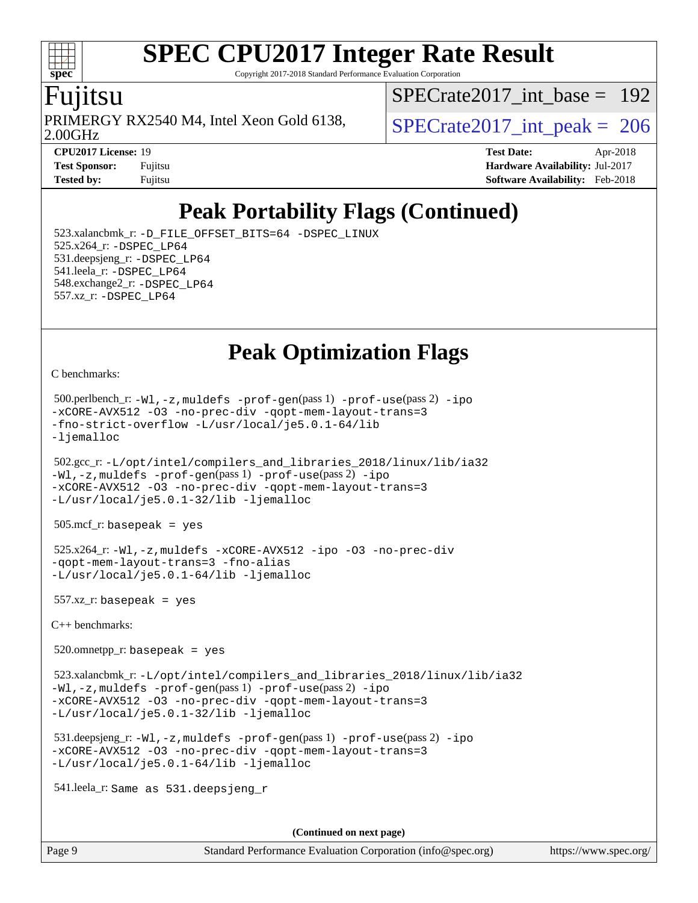# Peak Portability Flags (Continued)

523.xalancbmk_r: -D_FILE_OFFSET_BITS=64 -DSPEC_LINUX
525.x264_r: -DSPEC_LP64
531.deepsjeng_r: -DSPEC_LP64
541.leela_r: -DSPEC_LP64
548.exchange2_r: -DSPEC_LP64
557.xz_r: -DSPEC_LP64

# Peak Optimization Flags

C benchmarks:

500.perlbench_r: -Wl,-z,muldefs -prof-gen(pass 1) -prof-use(pass 2) -ipo
-xCORE-AVX512 -O3 -no-prec-div -qopt-mem-layout-trans=3
-fno-strict-overflow -L/usr/local/je5.0.1-64/lib
-ljemalloc

502.gcc_r: -L/opt/intel/compilers_and_libraries_2018/linux/lib/ia32
-Wl,-z,muldefs -prof-gen(pass 1) -prof-use(pass 2) -ipo
-xCORE-AVX512 -O3 -no-prec-div -qopt-mem-layout-trans=3
-L/usr/local/je5.0.1-32/lib -ljemalloc

505.mcf_r: basepeak = yes

525.x264_r: -Wl,-z,muldefs -xCORE-AVX512 -ipo -O3 -no-prec-div
-qopt-mem-layout-trans=3 -fno-alias
-L/usr/local/je5.0.1-64/lib -ljemalloc

557.xz_r: basepeak = yes

C++ benchmarks:

520.omnetpp_r: basepeak = yes

523.xalancbmk_r: -L/opt/intel/compilers_and_libraries_2018/linux/lib/ia32
-Wl,-z,muldefs -prof-gen(pass 1) -prof-use(pass 2) -ipo
-xCORE-AVX512 -O3 -no-prec-div -qopt-mem-layout-trans=3
-L/usr/local/je5.0.1-32/lib -ljemalloc

531.deepsjeng_r: -Wl,-z,muldefs -prof-gen(pass 1) -prof-use(pass 2) -ipo
-xCORE-AVX512 -O3 -no-prec-div -qopt-mem-layout-trans=3
-L/usr/local/je5.0.1-64/lib -ljemalloc

541.leela_r: Same as 531.deepsjeng_r

**(Continued on next page)**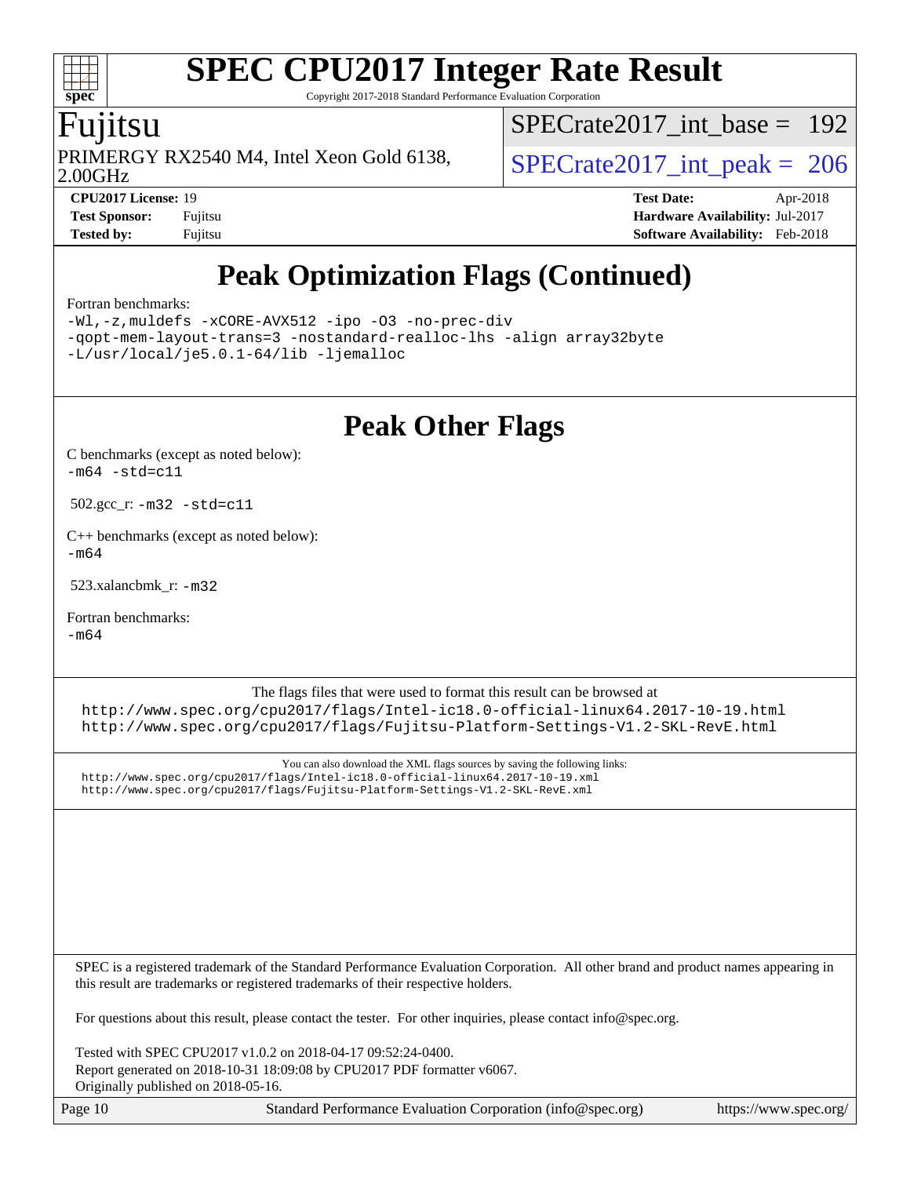# Peak Optimization Flags (Continued)

Fortran benchmarks:

```
-Wl,-z,muldefs -xCORE-AVX512 -ipo -O3 -no-prec-div
-qopt-mem-layout-trans=3 -nostandard-realloc-lhs -align array32byte
-L/usr/local/je5.0.1-64/lib -ljemalloc
```

# Peak Other Flags

C benchmarks (except as noted below):
`-m64 -std=c11`

502.gcc_r: `-m32 -std=c11`

C++ benchmarks (except as noted below):
`-m64`

523.xalancbmk_r: `-m32`

Fortran benchmarks:
`-m64`

The flags files that were used to format this result can be browsed at
http://www.spec.org/cpu2017/flags/Intel-ic18.0-official-linux64.2017-10-19.html
http://www.spec.org/cpu2017/flags/Fujitsu-Platform-Settings-V1.2-SKL-RevE.html

You can also download the XML flags sources by saving the following links:
http://www.spec.org/cpu2017/flags/Intel-ic18.0-official-linux64.2017-10-19.xml
http://www.spec.org/cpu2017/flags/Fujitsu-Platform-Settings-V1.2-SKL-RevE.xml

SPEC is a registered trademark of the Standard Performance Evaluation Corporation. All other brand and product names appearing in this result are trademarks or registered trademarks of their respective holders.

For questions about this result, please contact the tester. For other inquiries, please contact info@spec.org.

Tested with SPEC CPU2017 v1.0.2 on 2018-04-17 09:52:24-0400.
Report generated on 2018-10-31 18:09:08 by CPU2017 PDF formatter v6067.
Originally published on 2018-05-16.